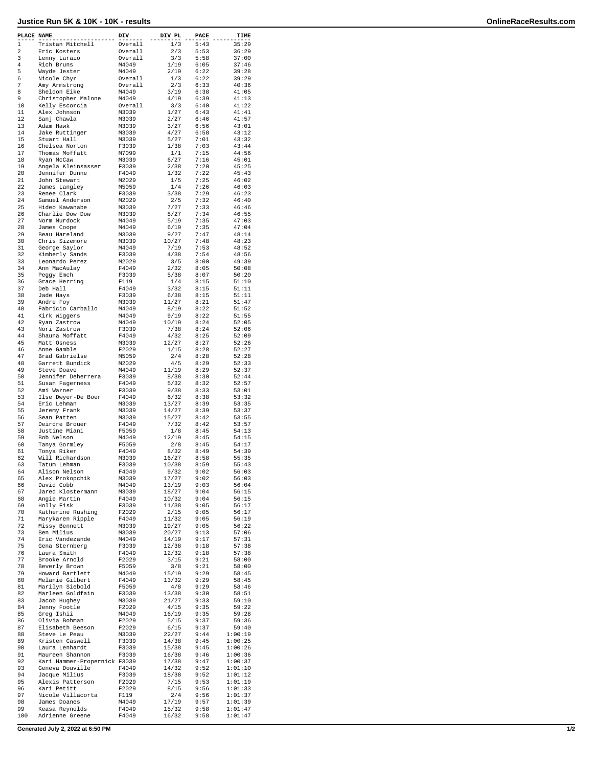# Justice Run 5K & 10K - 10K - results

| PLACE | NAME | DIV | DIV PL | PACE | TIME |
|---|---|---|---|---|---|
| 1 | Tristan Mitchell | Overall | 1/3 | 5:43 | 35:29 |
| 2 | Eric Kosters | Overall | 2/3 | 5:53 | 36:29 |
| 3 | Lenny Laraio | Overall | 3/3 | 5:58 | 37:00 |
| 4 | Rich Bruns | M4049 | 1/19 | 6:05 | 37:46 |
| 5 | Wayde Jester | M4049 | 2/19 | 6:22 | 39:28 |
| 6 | Nicole Chyr | Overall | 1/3 | 6:22 | 39:29 |
| 7 | Amy Armstrong | Overall | 2/3 | 6:33 | 40:36 |
| 8 | Sheldon Eike | M4049 | 3/19 | 6:38 | 41:05 |
| 9 | Christopher Malone | M4049 | 4/19 | 6:39 | 41:13 |
| 10 | Kelly Escorcia | Overall | 3/3 | 6:40 | 41:22 |
| 11 | Alex Johnson | M3039 | 1/27 | 6:43 | 41:41 |
| 12 | Sanj Chawla | M3039 | 2/27 | 6:46 | 41:57 |
| 13 | Adam Hawk | M3039 | 3/27 | 6:56 | 43:01 |
| 14 | Jake Ruttinger | M3039 | 4/27 | 6:58 | 43:12 |
| 15 | Stuart Hall | M3039 | 5/27 | 7:01 | 43:32 |
| 16 | Chelsea Norton | F3039 | 1/38 | 7:03 | 43:44 |
| 17 | Thomas Moffatt | M7099 | 1/1 | 7:15 | 44:56 |
| 18 | Ryan McCaw | M3039 | 6/27 | 7:16 | 45:01 |
| 19 | Angela Kleinsasser | F3039 | 2/38 | 7:20 | 45:25 |
| 20 | Jennifer Dunne | F4049 | 1/32 | 7:22 | 45:43 |
| 21 | John Stewart | M2029 | 1/5 | 7:25 | 46:02 |
| 22 | James Langley | M5059 | 1/4 | 7:26 | 46:03 |
| 23 | Renee Clark | F3039 | 3/38 | 7:29 | 46:23 |
| 24 | Samuel Anderson | M2029 | 2/5 | 7:32 | 46:40 |
| 25 | Hideo Kawanabe | M3039 | 7/27 | 7:33 | 46:46 |
| 26 | Charlie Dow Dow | M3039 | 8/27 | 7:34 | 46:55 |
| 27 | Norm Murdock | M4049 | 5/19 | 7:35 | 47:03 |
| 28 | James Coope | M4049 | 6/19 | 7:35 | 47:04 |
| 29 | Beau Hareland | M3039 | 9/27 | 7:47 | 48:14 |
| 30 | Chris Sizemore | M3039 | 10/27 | 7:48 | 48:23 |
| 31 | George Saylor | M4049 | 7/19 | 7:53 | 48:52 |
| 32 | Kimberly Sands | F3039 | 4/38 | 7:54 | 48:56 |
| 33 | Leonardo Perez | M2029 | 3/5 | 8:00 | 49:39 |
| 34 | Ann MacAulay | F4049 | 2/32 | 8:05 | 50:08 |
| 35 | Peggy Emch | F3039 | 5/38 | 8:07 | 50:20 |
| 36 | Grace Herring | F119 | 1/4 | 8:15 | 51:10 |
| 37 | Deb Hall | F4049 | 3/32 | 8:15 | 51:11 |
| 38 | Jade Hays | F3039 | 6/38 | 8:15 | 51:11 |
| 39 | Andre Foy | M3039 | 11/27 | 8:21 | 51:47 |
| 40 | Fabricio Carballo | M4049 | 8/19 | 8:22 | 51:52 |
| 41 | Kirk Wiggers | M4049 | 9/19 | 8:22 | 51:55 |
| 42 | Ryan Zastrow | M4049 | 10/19 | 8:24 | 52:05 |
| 43 | Nori Zastrow | F3039 | 7/38 | 8:24 | 52:06 |
| 44 | Shauna Moffatt | F4049 | 4/32 | 8:25 | 52:09 |
| 45 | Matt Osness | M3039 | 12/27 | 8:27 | 52:26 |
| 46 | Anne Gamble | F2029 | 1/15 | 8:28 | 52:27 |
| 47 | Brad Gabrielse | M5059 | 2/4 | 8:28 | 52:28 |
| 48 | Garrett Bundick | M2029 | 4/5 | 8:29 | 52:33 |
| 49 | Steve Doave | M4049 | 11/19 | 8:29 | 52:37 |
| 50 | Jennifer Deherrera | F3039 | 8/38 | 8:30 | 52:44 |
| 51 | Susan Fagerness | F4049 | 5/32 | 8:32 | 52:57 |
| 52 | Ami Warner | F3039 | 9/38 | 8:33 | 53:01 |
| 53 | Ilse Dwyer-De Boer | F4049 | 6/32 | 8:38 | 53:32 |
| 54 | Eric Lehman | M3039 | 13/27 | 8:39 | 53:35 |
| 55 | Jeremy Frank | M3039 | 14/27 | 8:39 | 53:37 |
| 56 | Sean Patten | M3039 | 15/27 | 8:42 | 53:55 |
| 57 | Deirdre Brouer | F4049 | 7/32 | 8:42 | 53:57 |
| 58 | Justine Miani | F5059 | 1/8 | 8:45 | 54:13 |
| 59 | Bob Nelson | M4049 | 12/19 | 8:45 | 54:15 |
| 60 | Tanya Gormley | F5059 | 2/8 | 8:45 | 54:17 |
| 61 | Tonya Riker | F4049 | 8/32 | 8:49 | 54:39 |
| 62 | Will Richardson | M3039 | 16/27 | 8:58 | 55:35 |
| 63 | Tatum Lehman | F3039 | 10/38 | 8:59 | 55:43 |
| 64 | Alison Nelson | F4049 | 9/32 | 9:02 | 56:03 |
| 65 | Alex Prokopchik | M3039 | 17/27 | 9:02 | 56:03 |
| 66 | David Cobb | M4049 | 13/19 | 9:03 | 56:04 |
| 67 | Jared Klostermann | M3039 | 18/27 | 9:04 | 56:15 |
| 68 | Angie Martin | F4049 | 10/32 | 9:04 | 56:15 |
| 69 | Holly Fisk | F3039 | 11/38 | 9:05 | 56:17 |
| 70 | Katherine Rushing | F2029 | 2/15 | 9:05 | 56:17 |
| 71 | Marykaren Ripple | F4049 | 11/32 | 9:05 | 56:19 |
| 72 | Missy Bennett | M3039 | 19/27 | 9:05 | 56:22 |
| 73 | Ben Milius | M3039 | 20/27 | 9:13 | 57:06 |
| 74 | Eric Vandezande | M4049 | 14/19 | 9:17 | 57:31 |
| 75 | Gena Sternberg | F3039 | 12/38 | 9:18 | 57:38 |
| 76 | Laura Smith | F4049 | 12/32 | 9:18 | 57:38 |
| 77 | Brooke Arnold | F2029 | 3/15 | 9:21 | 58:00 |
| 78 | Beverly Brown | F5059 | 3/8 | 9:21 | 58:00 |
| 79 | Howard Bartlett | M4049 | 15/19 | 9:29 | 58:45 |
| 80 | Melanie Gilbert | F4049 | 13/32 | 9:29 | 58:45 |
| 81 | Marilyn Siebold | F5059 | 4/8 | 9:29 | 58:46 |
| 82 | Marleen Goldfain | F3039 | 13/38 | 9:30 | 58:51 |
| 83 | Jacob Hughey | M3039 | 21/27 | 9:33 | 59:10 |
| 84 | Jenny Footle | F2029 | 4/15 | 9:35 | 59:22 |
| 85 | Greg Ishii | M4049 | 16/19 | 9:35 | 59:28 |
| 86 | Olivia Bohman | F2029 | 5/15 | 9:37 | 59:36 |
| 87 | Elisabeth Beeson | F2029 | 6/15 | 9:37 | 59:40 |
| 88 | Steve Le Peau | M3039 | 22/27 | 9:44 | 1:00:19 |
| 89 | Kristen Caswell | F3039 | 14/38 | 9:45 | 1:00:25 |
| 90 | Laura Lenhardt | F3039 | 15/38 | 9:45 | 1:00:26 |
| 91 | Maureen Shannon | F3039 | 16/38 | 9:46 | 1:00:36 |
| 92 | Kari Hammer-Propernick | F3039 | 17/38 | 9:47 | 1:00:37 |
| 93 | Geneva Douville | F4049 | 14/32 | 9:52 | 1:01:10 |
| 94 | Jacque Milius | F3039 | 18/38 | 9:52 | 1:01:12 |
| 95 | Alexis Patterson | F2029 | 7/15 | 9:53 | 1:01:19 |
| 96 | Kari Petitt | F2029 | 8/15 | 9:56 | 1:01:33 |
| 97 | Nicole Villacorta | F119 | 2/4 | 9:56 | 1:01:37 |
| 98 | James Doanes | M4049 | 17/19 | 9:57 | 1:01:39 |
| 99 | Keasa Reynolds | F4049 | 15/32 | 9:58 | 1:01:47 |
| 100 | Adrienne Greene | F4049 | 16/32 | 9:58 | 1:01:47 |

**Generated July 2, 2022 at 6:50 PM**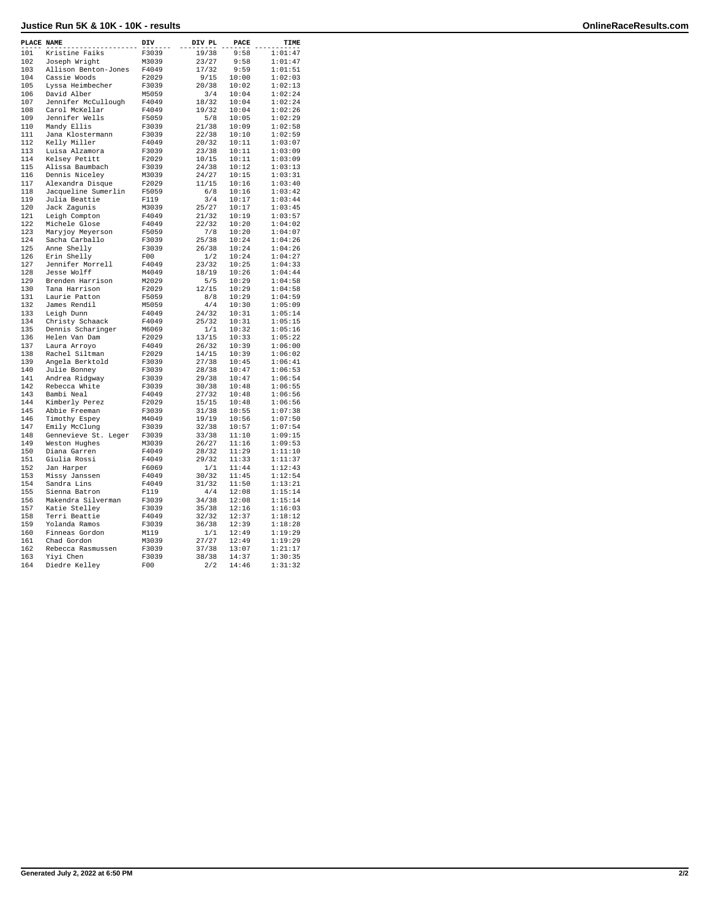# Justice Run 5K & 10K - 10K - results

| PLACE | NAME | DIV | DIV PL | PACE | TIME |
|---|---|---|---|---|---|
| 101 | Kristine Faiks | F3039 | 19/38 | 9:58 | 1:01:47 |
| 102 | Joseph Wright | M3039 | 23/27 | 9:58 | 1:01:47 |
| 103 | Allison Benton-Jones | F4049 | 17/32 | 9:59 | 1:01:51 |
| 104 | Cassie Woods | F2029 | 9/15 | 10:00 | 1:02:03 |
| 105 | Lyssa Heimbecher | F3039 | 20/38 | 10:02 | 1:02:13 |
| 106 | David Alber | M5059 | 3/4 | 10:04 | 1:02:24 |
| 107 | Jennifer McCullough | F4049 | 18/32 | 10:04 | 1:02:24 |
| 108 | Carol McKellar | F4049 | 19/32 | 10:04 | 1:02:26 |
| 109 | Jennifer Wells | F5059 | 5/8 | 10:05 | 1:02:29 |
| 110 | Mandy Ellis | F3039 | 21/38 | 10:09 | 1:02:58 |
| 111 | Jana Klostermann | F3039 | 22/38 | 10:10 | 1:02:59 |
| 112 | Kelly Miller | F4049 | 20/32 | 10:11 | 1:03:07 |
| 113 | Luisa Alzamora | F3039 | 23/38 | 10:11 | 1:03:09 |
| 114 | Kelsey Petitt | F2029 | 10/15 | 10:11 | 1:03:09 |
| 115 | Alissa Baumbach | F3039 | 24/38 | 10:12 | 1:03:13 |
| 116 | Dennis Niceley | M3039 | 24/27 | 10:15 | 1:03:31 |
| 117 | Alexandra Disque | F2029 | 11/15 | 10:16 | 1:03:40 |
| 118 | Jacqueline Sumerlin | F5059 | 6/8 | 10:16 | 1:03:42 |
| 119 | Julia Beattie | F119 | 3/4 | 10:17 | 1:03:44 |
| 120 | Jack Zagunis | M3039 | 25/27 | 10:17 | 1:03:45 |
| 121 | Leigh Compton | F4049 | 21/32 | 10:19 | 1:03:57 |
| 122 | Michele Glose | F4049 | 22/32 | 10:20 | 1:04:02 |
| 123 | Maryjoy Meyerson | F5059 | 7/8 | 10:20 | 1:04:07 |
| 124 | Sacha Carballo | F3039 | 25/38 | 10:24 | 1:04:26 |
| 125 | Anne Shelly | F3039 | 26/38 | 10:24 | 1:04:26 |
| 126 | Erin Shelly | F00 | 1/2 | 10:24 | 1:04:27 |
| 127 | Jennifer Morrell | F4049 | 23/32 | 10:25 | 1:04:33 |
| 128 | Jesse Wolff | M4049 | 18/19 | 10:26 | 1:04:44 |
| 129 | Brenden Harrison | M2029 | 5/5 | 10:29 | 1:04:58 |
| 130 | Tana Harrison | F2029 | 12/15 | 10:29 | 1:04:58 |
| 131 | Laurie Patton | F5059 | 8/8 | 10:29 | 1:04:59 |
| 132 | James Rendil | M5059 | 4/4 | 10:30 | 1:05:09 |
| 133 | Leigh Dunn | F4049 | 24/32 | 10:31 | 1:05:14 |
| 134 | Christy Schaack | F4049 | 25/32 | 10:31 | 1:05:15 |
| 135 | Dennis Scharinger | M6069 | 1/1 | 10:32 | 1:05:16 |
| 136 | Helen Van Dam | F2029 | 13/15 | 10:33 | 1:05:22 |
| 137 | Laura Arroyo | F4049 | 26/32 | 10:39 | 1:06:00 |
| 138 | Rachel Siltman | F2029 | 14/15 | 10:39 | 1:06:02 |
| 139 | Angela Berktold | F3039 | 27/38 | 10:45 | 1:06:41 |
| 140 | Julie Bonney | F3039 | 28/38 | 10:47 | 1:06:53 |
| 141 | Andrea Ridgway | F3039 | 29/38 | 10:47 | 1:06:54 |
| 142 | Rebecca White | F3039 | 30/38 | 10:48 | 1:06:55 |
| 143 | Bambi Neal | F4049 | 27/32 | 10:48 | 1:06:56 |
| 144 | Kimberly Perez | F2029 | 15/15 | 10:48 | 1:06:56 |
| 145 | Abbie Freeman | F3039 | 31/38 | 10:55 | 1:07:38 |
| 146 | Timothy Espey | M4049 | 19/19 | 10:56 | 1:07:50 |
| 147 | Emily McClung | F3039 | 32/38 | 10:57 | 1:07:54 |
| 148 | Gennevieve St. Leger | F3039 | 33/38 | 11:10 | 1:09:15 |
| 149 | Weston Hughes | M3039 | 26/27 | 11:16 | 1:09:53 |
| 150 | Diana Garren | F4049 | 28/32 | 11:29 | 1:11:10 |
| 151 | Giulia Rossi | F4049 | 29/32 | 11:33 | 1:11:37 |
| 152 | Jan Harper | F6069 | 1/1 | 11:44 | 1:12:43 |
| 153 | Missy Janssen | F4049 | 30/32 | 11:45 | 1:12:54 |
| 154 | Sandra Lins | F4049 | 31/32 | 11:50 | 1:13:21 |
| 155 | Sienna Batron | F119 | 4/4 | 12:08 | 1:15:14 |
| 156 | Makendra Silverman | F3039 | 34/38 | 12:08 | 1:15:14 |
| 157 | Katie Stelley | F3039 | 35/38 | 12:16 | 1:16:03 |
| 158 | Terri Beattie | F4049 | 32/32 | 12:37 | 1:18:12 |
| 159 | Yolanda Ramos | F3039 | 36/38 | 12:39 | 1:18:28 |
| 160 | Finneas Gordon | M119 | 1/1 | 12:49 | 1:19:29 |
| 161 | Chad Gordon | M3039 | 27/27 | 12:49 | 1:19:29 |
| 162 | Rebecca Rasmussen | F3039 | 37/38 | 13:07 | 1:21:17 |
| 163 | Yiyi Chen | F3039 | 38/38 | 14:37 | 1:30:35 |
| 164 | Diedre Kelley | F00 | 2/2 | 14:46 | 1:31:32 |

Generated July 2, 2022 at 6:50 PM